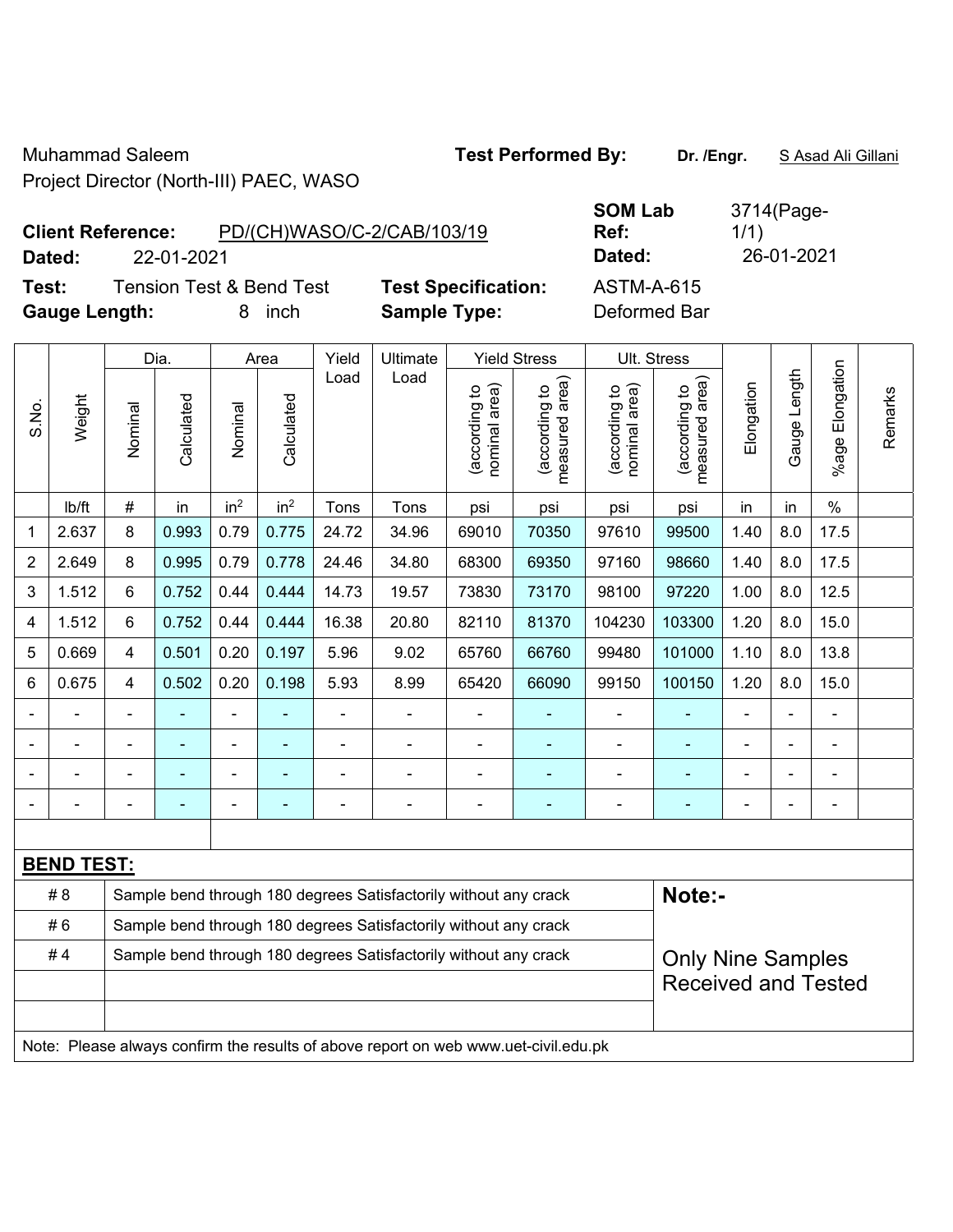Muhammad Saleem
Project Director (North-III) PAEC, WASO

**Test Performed By:** Dr. /Engr. S Asad Ali Gillani

**Client Reference:** PD/(CH)WASO/C-2/CAB/103/19
**Dated:** 22-01-2021

**SOM Lab Ref:** 3714(Page-1/1)
**Dated:** 26-01-2021

**Test:** Tension Test & Bend Test
**Gauge Length:** 8 inch

**Test Specification:** ASTM-A-615
**Sample Type:** Deformed Bar

| S.No. | Weight | Dia. | | Area | | Yield Load | Ultimate Load | Yield Stress | | Ult. Stress | | Elongation | Gauge Length | %age Elongation | Remarks |
|---|---|---|---|---|---|---|---|---|---|---|---|---|---|---|---|
| | | Nominal | Calculated | Nominal | Calculated | | | (according to nominal area) | (according to measured area) | (according to nominal area) | (according to measured area) | | | | |
| | lb/ft | # | in | $in^2$ | $in^2$ | Tons | Tons | psi | psi | psi | psi | in | in | % | |
| 1 | 2.637 | 8 | 0.993 | 0.79 | 0.775 | 24.72 | 34.96 | 69010 | 70350 | 97610 | 99500 | 1.40 | 8.0 | 17.5 | |
| 2 | 2.649 | 8 | 0.995 | 0.79 | 0.778 | 24.46 | 34.80 | 68300 | 69350 | 97160 | 98660 | 1.40 | 8.0 | 17.5 | |
| 3 | 1.512 | 6 | 0.752 | 0.44 | 0.444 | 14.73 | 19.57 | 73830 | 73170 | 98100 | 97220 | 1.00 | 8.0 | 12.5 | |
| 4 | 1.512 | 6 | 0.752 | 0.44 | 0.444 | 16.38 | 20.80 | 82110 | 81370 | 104230 | 103300 | 1.20 | 8.0 | 15.0 | |
| 5 | 0.669 | 4 | 0.501 | 0.20 | 0.197 | 5.96 | 9.02 | 65760 | 66760 | 99480 | 101000 | 1.10 | 8.0 | 13.8 | |
| 6 | 0.675 | 4 | 0.502 | 0.20 | 0.198 | 5.93 | 8.99 | 65420 | 66090 | 99150 | 100150 | 1.20 | 8.0 | 15.0 | |
| - | - | - | - | - | - | - | - | - | - | - | - | - | - | - | |
| - | - | - | - | - | - | - | - | - | - | - | - | - | - | - | |
| - | - | - | - | - | - | - | - | - | - | - | - | - | - | - | |
| - | - | - | - | - | - | - | - | - | - | - | - | - | - | - | |

**BEND TEST:**

| | | |
|---|---|---|
| # 8 | Sample bend through 180 degrees Satisfactorily without any crack | **Note:-** |
| # 6 | Sample bend through 180 degrees Satisfactorily without any crack | |
| # 4 | Sample bend through 180 degrees Satisfactorily without any crack | Only Nine Samples Received and Tested |

Note: Please always confirm the results of above report on web www.uet-civil.edu.pk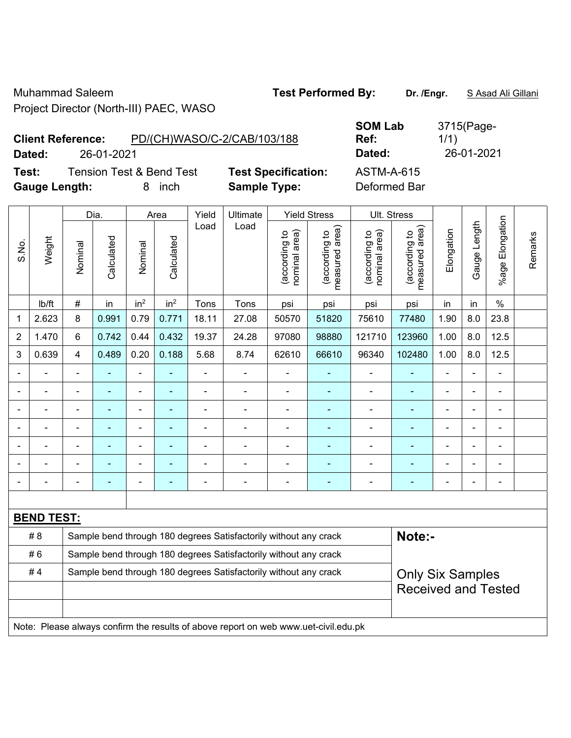Muhammad Saleem
Project Director (North-III) PAEC, WASO

**Test Performed By:** **Dr. /Engr.** S Asad Ali Gillani

**Client Reference:** PD/(CH)WASO/C-2/CAB/103/188
**Dated:** 26-01-2021

**SOM Lab Ref:** 3715(Page-1/1)
**Dated:** 26-01-2021

**Test:** Tension Test & Bend Test
**Gauge Length:** 8 inch

**Test Specification:** ASTM-A-615
**Sample Type:** Deformed Bar

| S.No. | Weight | Dia. | | Area | | Yield Load | Ultimate Load | Yield Stress | | Ult. Stress | | Elongation | Gauge Length | %age Elongation | Remarks |
|---|---|---|---|---|---|---|---|---|---|---|---|---|---|---|---|
| | | Nominal | Calculated | Nominal | Calculated | | | (according to nominal area) | (according to measured area) | (according to nominal area) | (according to measured area) | | | | |
| | lb/ft | # | in | in$^2$ | in$^2$ | Tons | Tons | psi | psi | psi | psi | in | in | % | |
| 1 | 2.623 | 8 | 0.991 | 0.79 | 0.771 | 18.11 | 27.08 | 50570 | 51820 | 75610 | 77480 | 1.90 | 8.0 | 23.8 | |
| 2 | 1.470 | 6 | 0.742 | 0.44 | 0.432 | 19.37 | 24.28 | 97080 | 98880 | 121710 | 123960 | 1.00 | 8.0 | 12.5 | |
| 3 | 0.639 | 4 | 0.489 | 0.20 | 0.188 | 5.68 | 8.74 | 62610 | 66610 | 96340 | 102480 | 1.00 | 8.0 | 12.5 | |
| - | - | - | - | - | - | - | - | - | - | - | - | - | - | - | |
| - | - | - | - | - | - | - | - | - | - | - | - | - | - | - | |
| - | - | - | - | - | - | - | - | - | - | - | - | - | - | - | |
| - | - | - | - | - | - | - | - | - | - | - | - | - | - | - | |
| - | - | - | - | - | - | - | - | - | - | - | - | - | - | - | |
| - | - | - | - | - | - | - | - | - | - | - | - | - | - | - | |
| - | - | - | - | - | - | - | - | - | - | - | - | - | - | - | |

**BEND TEST:**

| | |
|---|---|
| # 8 | Sample bend through 180 degrees Satisfactorily without any crack |
| # 6 | Sample bend through 180 degrees Satisfactorily without any crack |
| # 4 | Sample bend through 180 degrees Satisfactorily without any crack |

**Note:-**

Only Six Samples Received and Tested

Note: Please always confirm the results of above report on web www.uet-civil.edu.pk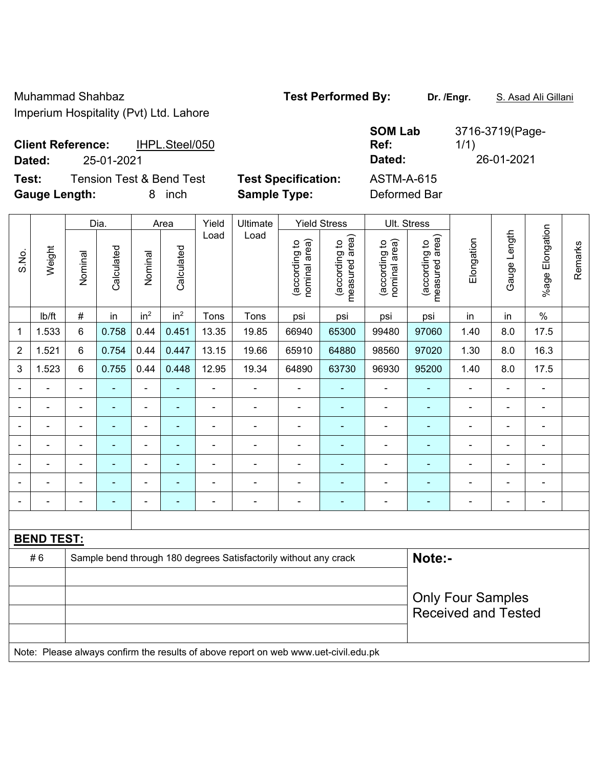Muhammad Shahbaz
Imperium Hospitality (Pvt) Ltd. Lahore

**Test Performed By:** **Dr. /Engr.** S. Asad Ali Gillani

**Client Reference:** IHPL.Steel/050
**Dated:** 25-01-2021

**SOM Lab Ref:** 3716-3719(Page-1/1)
**Dated:** 26-01-2021

**Test:** Tension Test & Bend Test
**Gauge Length:** 8 inch

**Test Specification:** ASTM-A-615
**Sample Type:** Deformed Bar

| S.No. | Weight | Dia. | | Area | | Yield Load | Ultimate Load | Yield Stress | | Ult. Stress | | Elongation | Gauge Length | %age Elongation | Remarks |
|---|---|---|---|---|---|---|---|---|---|---|---|---|---|---|---|
| | | Nominal | Calculated | Nominal | Calculated | | | (according to nominal area) | (according to measured area) | (according to nominal area) | (according to measured area) | | | | |
| | lb/ft | # | in | in$^2$ | in$^2$ | Tons | Tons | psi | psi | psi | psi | in | in | % | |
| 1 | 1.533 | 6 | 0.758 | 0.44 | 0.451 | 13.35 | 19.85 | 66940 | 65300 | 99480 | 97060 | 1.40 | 8.0 | 17.5 | |
| 2 | 1.521 | 6 | 0.754 | 0.44 | 0.447 | 13.15 | 19.66 | 65910 | 64880 | 98560 | 97020 | 1.30 | 8.0 | 16.3 | |
| 3 | 1.523 | 6 | 0.755 | 0.44 | 0.448 | 12.95 | 19.34 | 64890 | 63730 | 96930 | 95200 | 1.40 | 8.0 | 17.5 | |
| - | - | - | - | - | - | - | - | - | - | - | - | - | - | - | |
| - | - | - | - | - | - | - | - | - | - | - | - | - | - | - | |
| - | - | - | - | - | - | - | - | - | - | - | - | - | - | - | |
| - | - | - | - | - | - | - | - | - | - | - | - | - | - | - | |
| - | - | - | - | - | - | - | - | - | - | - | - | - | - | - | |
| - | - | - | - | - | - | - | - | - | - | - | - | - | - | - | |
| - | - | - | - | - | - | - | - | - | - | - | - | - | - | - | |

**BEND TEST:**

| | |
|---|---|
| # 6 | Sample bend through 180 degrees Satisfactorily without any crack |

**Note:-**

Only Four Samples Received and Tested

Note: Please always confirm the results of above report on web www.uet-civil.edu.pk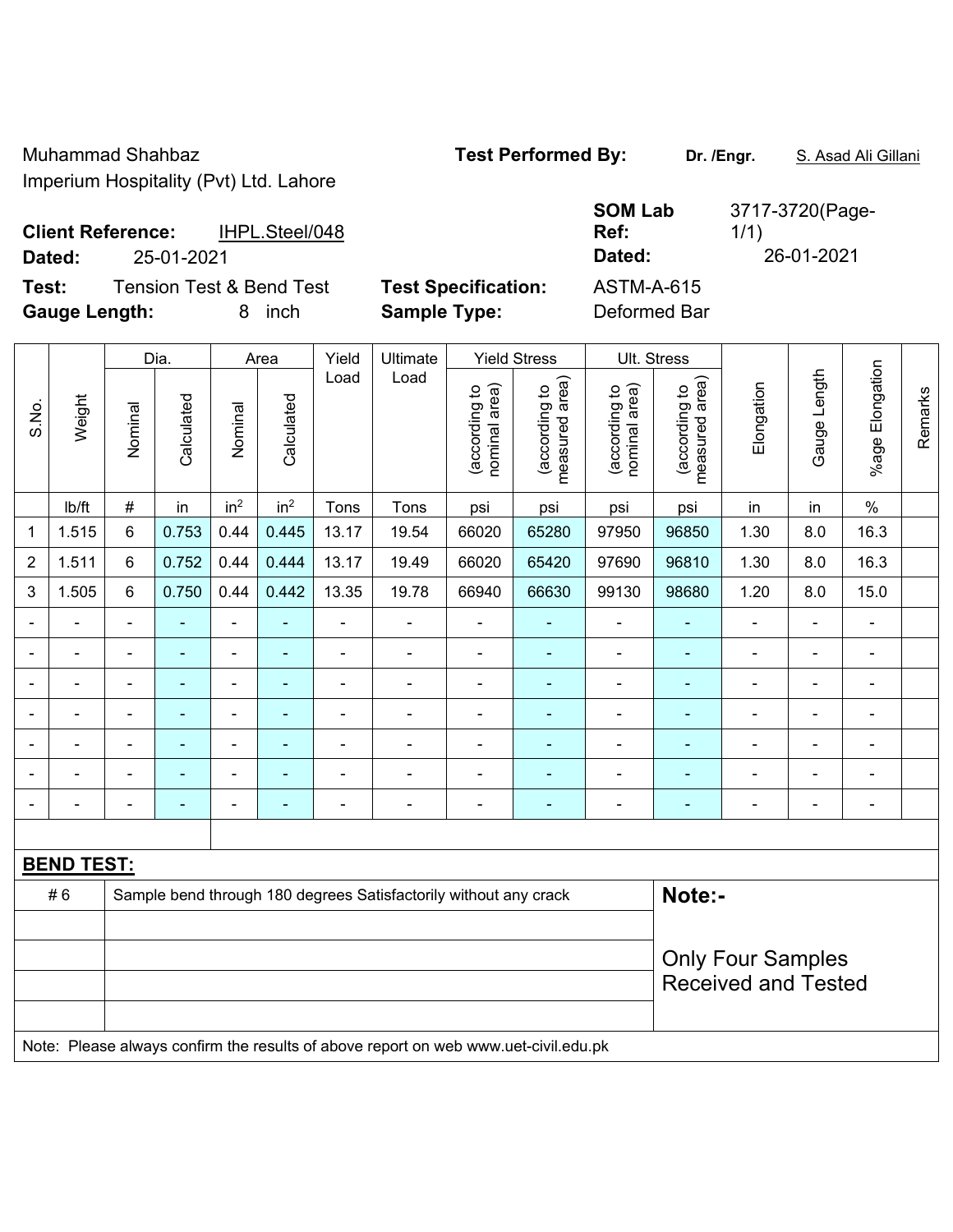Muhammad Shahbaz
Imperium Hospitality (Pvt) Ltd. Lahore

**Test Performed By:** **Dr. /Engr.** S. Asad Ali Gillani

**Client Reference:** IHPL.Steel/048
**Dated:** 25-01-2021

**SOM Lab Ref:** 3717-3720(Page-1/1)
**Dated:** 26-01-2021

**Test:** Tension Test & Bend Test
**Gauge Length:** 8 inch

**Test Specification:** ASTM-A-615
**Sample Type:** Deformed Bar

| S.No. | Weight | Dia. | | Area | | Yield Load | Ultimate Load | Yield Stress | | Ult. Stress | | Elongation | Gauge Length | %age Elongation | Remarks |
|---|---|---|---|---|---|---|---|---|---|---|---|---|---|---|---|
| | | Nominal | Calculated | Nominal | Calculated | | | (according to nominal area) | (according to measured area) | (according to nominal area) | (according to measured area) | | | | |
| | lb/ft | # | in | in² | in² | Tons | Tons | psi | psi | psi | psi | in | in | % | |
| 1 | 1.515 | 6 | 0.753 | 0.44 | 0.445 | 13.17 | 19.54 | 66020 | 65280 | 97950 | 96850 | 1.30 | 8.0 | 16.3 | |
| 2 | 1.511 | 6 | 0.752 | 0.44 | 0.444 | 13.17 | 19.49 | 66020 | 65420 | 97690 | 96810 | 1.30 | 8.0 | 16.3 | |
| 3 | 1.505 | 6 | 0.750 | 0.44 | 0.442 | 13.35 | 19.78 | 66940 | 66630 | 99130 | 98680 | 1.20 | 8.0 | 15.0 | |
| - | - | - | - | - | - | - | - | - | - | - | - | - | - | - | |
| - | - | - | - | - | - | - | - | - | - | - | - | - | - | - | |
| - | - | - | - | - | - | - | - | - | - | - | - | - | - | - | |
| - | - | - | - | - | - | - | - | - | - | - | - | - | - | - | |
| - | - | - | - | - | - | - | - | - | - | - | - | - | - | - | |
| - | - | - | - | - | - | - | - | - | - | - | - | - | - | - | |
| - | - | - | - | - | - | - | - | - | - | - | - | - | - | - | |

**BEND TEST:**

| | | |
|---|---|---|
| # 6 | Sample bend through 180 degrees Satisfactorily without any crack | **Note:-** |
| | | Only Four Samples Received and Tested |

Note: Please always confirm the results of above report on web www.uet-civil.edu.pk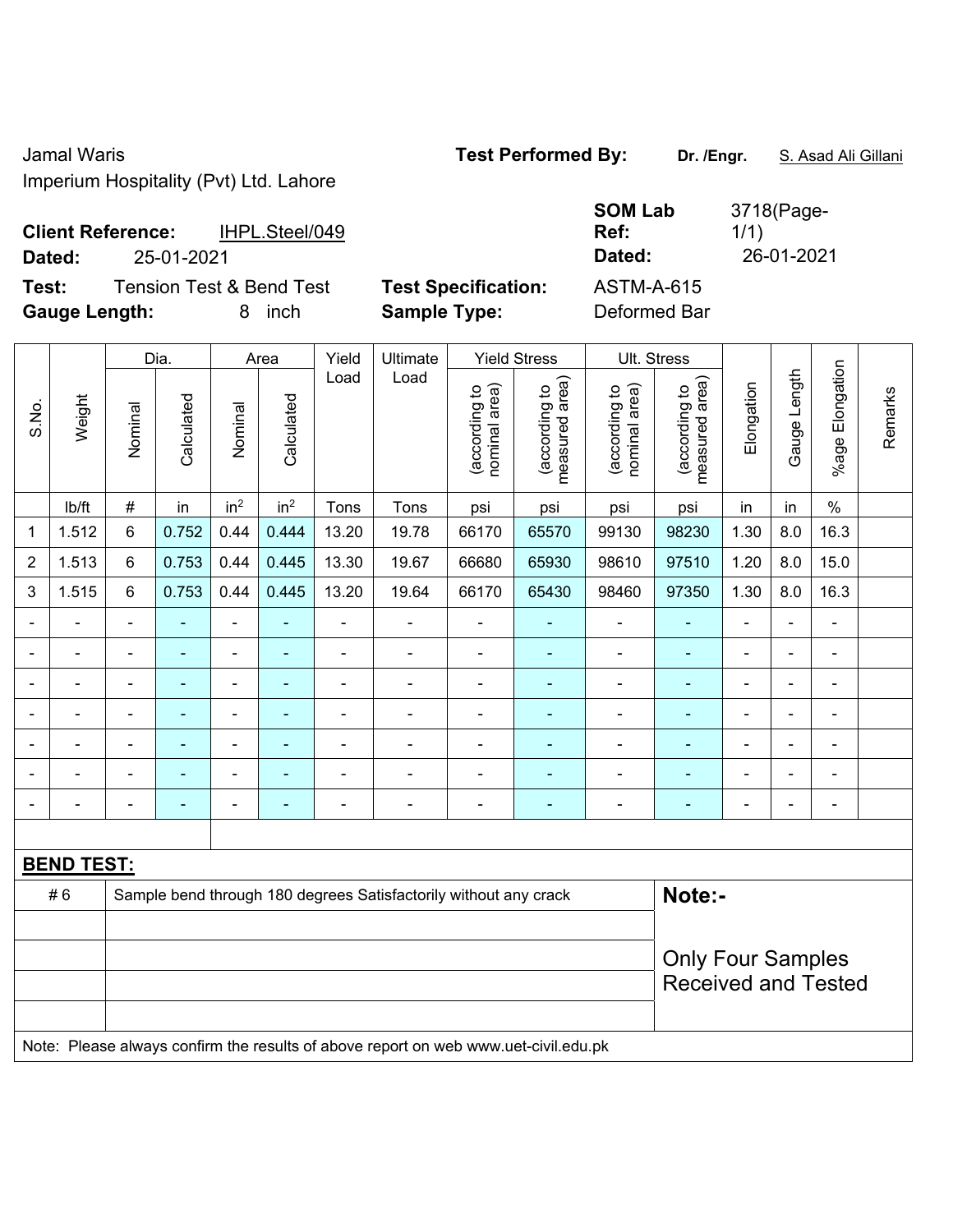Jamal Waris
Imperium Hospitality (Pvt) Ltd. Lahore

**Test Performed By:** **Dr. /Engr.** S. Asad Ali Gillani

**Client Reference:** IHPL.Steel/049
**Dated:** 25-01-2021

**SOM Lab Ref:** 3718(Page-1/1)
**Dated:** 26-01-2021

**Test:** Tension Test & Bend Test
**Gauge Length:** 8 inch

**Test Specification:** ASTM-A-615
**Sample Type:** Deformed Bar

| S.No. | Weight | Dia. | | Area | | Yield Load | Ultimate Load | Yield Stress | | Ult. Stress | | Elongation | Gauge Length | %age Elongation | Remarks |
|---|---|---|---|---|---|---|---|---|---|---|---|---|---|---|---|
| | | Nominal | Calculated | Nominal | Calculated | | | (according to nominal area) | (according to measured area) | (according to nominal area) | (according to measured area) | | | | |
| | lb/ft | # | in | $in^2$ | $in^2$ | Tons | Tons | psi | psi | psi | psi | in | in | % | |
| 1 | 1.512 | 6 | 0.752 | 0.44 | 0.444 | 13.20 | 19.78 | 66170 | 65570 | 99130 | 98230 | 1.30 | 8.0 | 16.3 | |
| 2 | 1.513 | 6 | 0.753 | 0.44 | 0.445 | 13.30 | 19.67 | 66680 | 65930 | 98610 | 97510 | 1.20 | 8.0 | 15.0 | |
| 3 | 1.515 | 6 | 0.753 | 0.44 | 0.445 | 13.20 | 19.64 | 66170 | 65430 | 98460 | 97350 | 1.30 | 8.0 | 16.3 | |
| - | - | - | - | - | - | - | - | - | - | - | - | - | - | - | |
| - | - | - | - | - | - | - | - | - | - | - | - | - | - | - | |
| - | - | - | - | - | - | - | - | - | - | - | - | - | - | - | |
| - | - | - | - | - | - | - | - | - | - | - | - | - | - | - | |
| - | - | - | - | - | - | - | - | - | - | - | - | - | - | - | |
| - | - | - | - | - | - | - | - | - | - | - | - | - | - | - | |
| - | - | - | - | - | - | - | - | - | - | - | - | - | - | - | |

**BEND TEST:**

| | |
|---|---|
| # 6 | Sample bend through 180 degrees Satisfactorily without any crack |

**Note:-**

Only Four Samples Received and Tested

Note: Please always confirm the results of above report on web www.uet-civil.edu.pk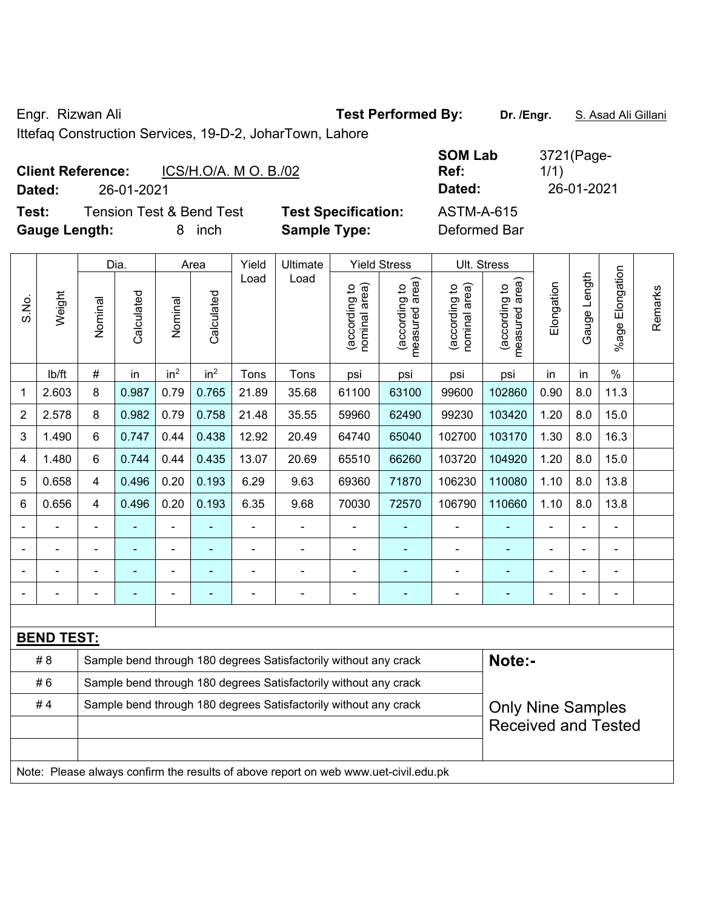Engr. Rizwan Ali

Ittefaq Construction Services, 19-D-2, JoharTown, Lahore

**Test Performed By:** **Dr. /Engr.** S. Asad Ali Gillani

**Client Reference:** ICS/H.O/A. M O. B./02

**Dated:** 26-01-2021

**SOM Lab Ref:** 3721(Page-1/1)

**Dated:** 26-01-2021

**Test:** Tension Test & Bend Test

**Test Specification:** ASTM-A-615

**Gauge Length:** 8 inch

**Sample Type:** Deformed Bar

| S.No. | Weight | Dia. | | Area | | Yield Load | Ultimate Load | Yield Stress | | Ult. Stress | | Elongation | Gauge Length | %age Elongation | Remarks |
|---|---|---|---|---|---|---|---|---|---|---|---|---|---|---|---|
| | | Nominal | Calculated | Nominal | Calculated | | | (according to nominal area) | (according to measured area) | (according to nominal area) | (according to measured area) | | | | |
| | lb/ft | # | in | $in^2$ | $in^2$ | Tons | Tons | psi | psi | psi | psi | in | in | % | |
| 1 | 2.603 | 8 | 0.987 | 0.79 | 0.765 | 21.89 | 35.68 | 61100 | 63100 | 99600 | 102860 | 0.90 | 8.0 | 11.3 | |
| 2 | 2.578 | 8 | 0.982 | 0.79 | 0.758 | 21.48 | 35.55 | 59960 | 62490 | 99230 | 103420 | 1.20 | 8.0 | 15.0 | |
| 3 | 1.490 | 6 | 0.747 | 0.44 | 0.438 | 12.92 | 20.49 | 64740 | 65040 | 102700 | 103170 | 1.30 | 8.0 | 16.3 | |
| 4 | 1.480 | 6 | 0.744 | 0.44 | 0.435 | 13.07 | 20.69 | 65510 | 66260 | 103720 | 104920 | 1.20 | 8.0 | 15.0 | |
| 5 | 0.658 | 4 | 0.496 | 0.20 | 0.193 | 6.29 | 9.63 | 69360 | 71870 | 106230 | 110080 | 1.10 | 8.0 | 13.8 | |
| 6 | 0.656 | 4 | 0.496 | 0.20 | 0.193 | 6.35 | 9.68 | 70030 | 72570 | 106790 | 110660 | 1.10 | 8.0 | 13.8 | |
| - | - | - | - | - | - | - | - | - | - | - | - | - | - | - | |
| - | - | - | - | - | - | - | - | - | - | - | - | - | - | - | |
| - | - | - | - | - | - | - | - | - | - | - | - | - | - | - | |
| - | - | - | - | - | - | - | - | - | - | - | - | - | - | - | |

**BEND TEST:**

| | |
|---|---|
| # 8 | Sample bend through 180 degrees Satisfactorily without any crack |
| # 6 | Sample bend through 180 degrees Satisfactorily without any crack |
| # 4 | Sample bend through 180 degrees Satisfactorily without any crack |

**Note:-**

Only Nine Samples Received and Tested

Note: Please always confirm the results of above report on web www.uet-civil.edu.pk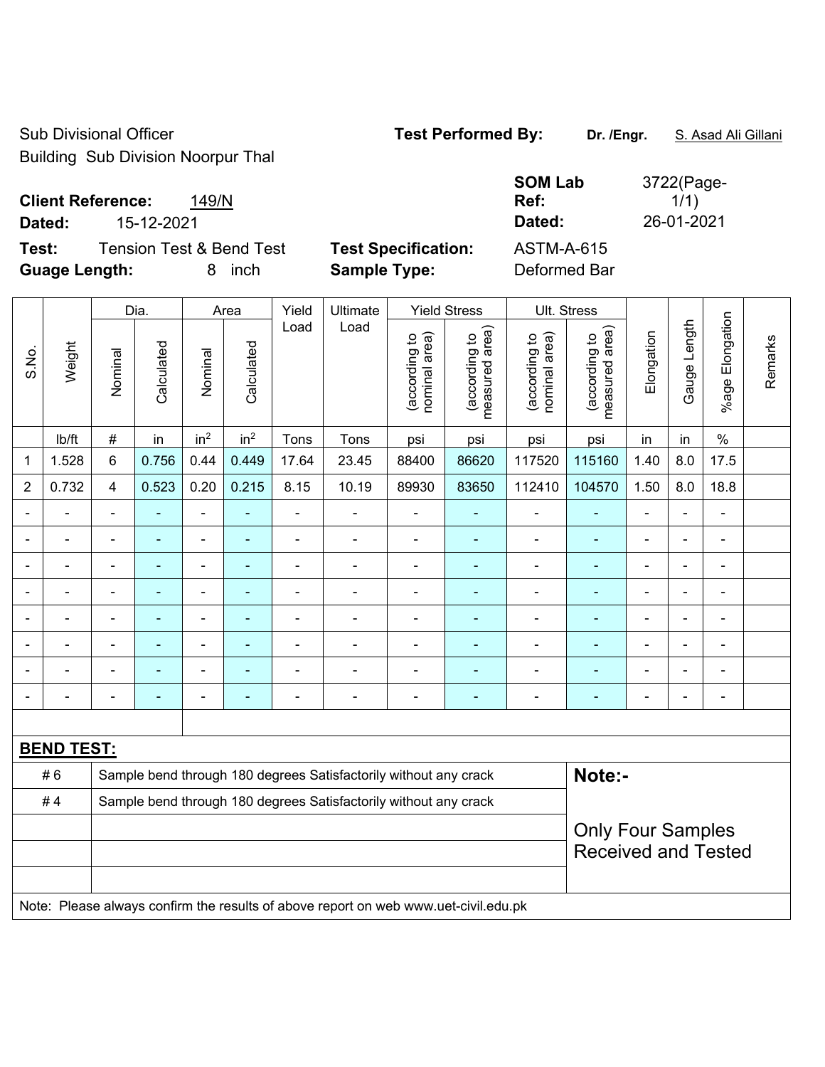Sub Divisional Officer
Building Sub Division Noorpur Thal

**Test Performed By:** **Dr. /Engr.** S. Asad Ali Gillani

**Client Reference:** 149/N
**Dated:** 15-12-2021

**SOM Lab Ref:** 3722(Page-1/1)
**Dated:** 26-01-2021

**Test:** Tension Test & Bend Test
**Guage Length:** 8 inch

**Test Specification:** ASTM-A-615
**Sample Type:** Deformed Bar

| S.No. | Weight | Dia. | | Area | | Yield Load | Ultimate Load | Yield Stress | | Ult. Stress | | Elongation | Gauge Length | %age Elongation | Remarks |
|---|---|---|---|---|---|---|---|---|---|---|---|---|---|---|---|
| | | Nominal | Calculated | Nominal | Calculated | | | (according to nominal area) | (according to measured area) | (according to nominal area) | (according to measured area) | | | | |
| | lb/ft | # | in | $in^2$ | $in^2$ | Tons | Tons | psi | psi | psi | psi | in | in | % | |
| 1 | 1.528 | 6 | 0.756 | 0.44 | 0.449 | 17.64 | 23.45 | 88400 | 86620 | 117520 | 115160 | 1.40 | 8.0 | 17.5 | |
| 2 | 0.732 | 4 | 0.523 | 0.20 | 0.215 | 8.15 | 10.19 | 89930 | 83650 | 112410 | 104570 | 1.50 | 8.0 | 18.8 | |
| - | - | - | - | - | - | - | - | - | - | - | - | - | - | - | |
| - | - | - | - | - | - | - | - | - | - | - | - | - | - | - | |
| - | - | - | - | - | - | - | - | - | - | - | - | - | - | - | |
| - | - | - | - | - | - | - | - | - | - | - | - | - | - | - | |
| - | - | - | - | - | - | - | - | - | - | - | - | - | - | - | |
| - | - | - | - | - | - | - | - | - | - | - | - | - | - | - | |
| - | - | - | - | - | - | - | - | - | - | - | - | - | - | - | |
| - | - | - | - | - | - | - | - | - | - | - | - | - | - | - | |

**BEND TEST:**

| | | |
|---|---|---|
| # 6 | Sample bend through 180 degrees Satisfactorily without any crack | **Note:-** |
| # 4 | Sample bend through 180 degrees Satisfactorily without any crack | Only Four Samples Received and Tested |

Note: Please always confirm the results of above report on web www.uet-civil.edu.pk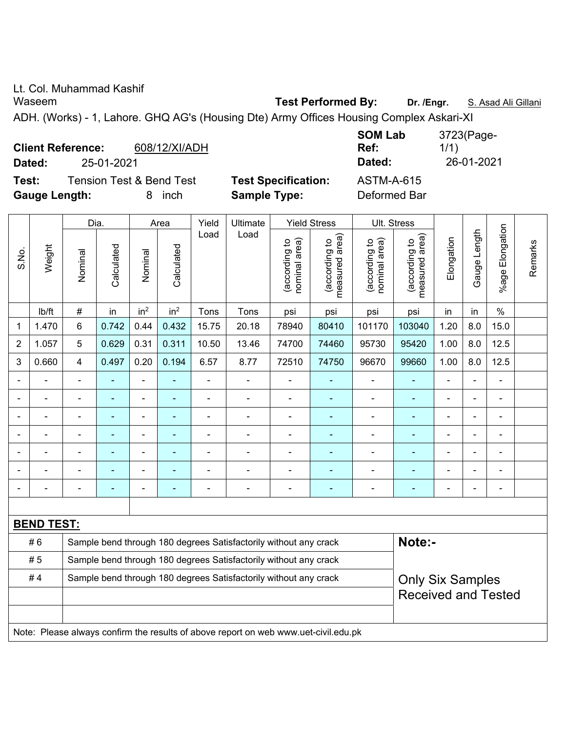Lt. Col. Muhammad Kashif Waseem

**Test Performed By:** **Dr. /Engr.** S. Asad Ali Gillani

ADH. (Works) - 1, Lahore. GHQ AG's (Housing Dte) Army Offices Housing Complex Askari-XI

**Client Reference:** 608/12/XI/ADH

**Dated:** 25-01-2021

**SOM Lab Ref:** 3723(Page-1/1)

**Dated:** 26-01-2021

**Test:** Tension Test & Bend Test

**Test Specification:** ASTM-A-615

**Gauge Length:** 8 inch

**Sample Type:** Deformed Bar

| S.No. | Weight | Dia. | | Area | | Yield Load | Ultimate Load | Yield Stress | | Ult. Stress | | Elongation | Gauge Length | %age Elongation | Remarks |
|---|---|---|---|---|---|---|---|---|---|---|---|---|---|---|---|
| | | Nominal | Calculated | Nominal | Calculated | | | (according to nominal area) | (according to measured area) | (according to nominal area) | (according to measured area) | | | | |
| | lb/ft | # | in | $in^2$ | $in^2$ | Tons | Tons | psi | psi | psi | psi | in | in | % | |
| 1 | 1.470 | 6 | 0.742 | 0.44 | 0.432 | 15.75 | 20.18 | 78940 | 80410 | 101170 | 103040 | 1.20 | 8.0 | 15.0 | |
| 2 | 1.057 | 5 | 0.629 | 0.31 | 0.311 | 10.50 | 13.46 | 74700 | 74460 | 95730 | 95420 | 1.00 | 8.0 | 12.5 | |
| 3 | 0.660 | 4 | 0.497 | 0.20 | 0.194 | 6.57 | 8.77 | 72510 | 74750 | 96670 | 99660 | 1.00 | 8.0 | 12.5 | |
| - | - | - | - | - | - | - | - | - | - | - | - | - | - | - | |
| - | - | - | - | - | - | - | - | - | - | - | - | - | - | - | |
| - | - | - | - | - | - | - | - | - | - | - | - | - | - | - | |
| - | - | - | - | - | - | - | - | - | - | - | - | - | - | - | |
| - | - | - | - | - | - | - | - | - | - | - | - | - | - | - | |
| - | - | - | - | - | - | - | - | - | - | - | - | - | - | - | |
| - | - | - | - | - | - | - | - | - | - | - | - | - | - | - | |

**BEND TEST:**

| | | |
|---|---|---|
| # 6 | Sample bend through 180 degrees Satisfactorily without any crack | **Note:-** |
| # 5 | Sample bend through 180 degrees Satisfactorily without any crack | |
| # 4 | Sample bend through 180 degrees Satisfactorily without any crack | Only Six Samples Received and Tested |

Note: Please always confirm the results of above report on web www.uet-civil.edu.pk